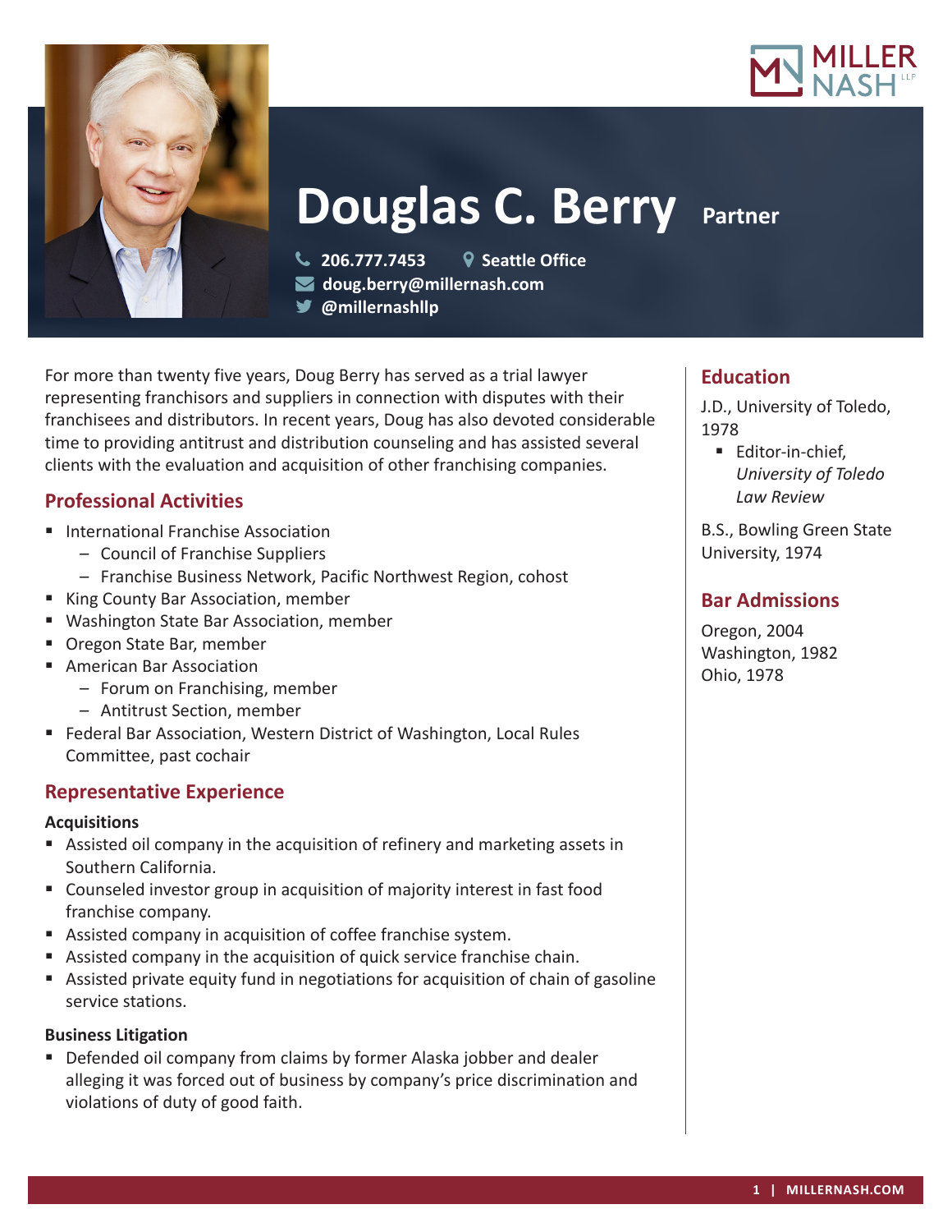# Douglas C. Berry

**Partner**

206.777.7453 | Seattle Office
doug.berry@millernash.com
@millernashllp

For more than twenty five years, Doug Berry has served as a trial lawyer representing franchisors and suppliers in connection with disputes with their franchisees and distributors. In recent years, Doug has also devoted considerable time to providing antitrust and distribution counseling and has assisted several clients with the evaluation and acquisition of other franchising companies.

## Professional Activities

- International Franchise Association
  - Council of Franchise Suppliers
  - Franchise Business Network, Pacific Northwest Region, cohost
- King County Bar Association, member
- Washington State Bar Association, member
- Oregon State Bar, member
- American Bar Association
  - Forum on Franchising, member
  - Antitrust Section, member
- Federal Bar Association, Western District of Washington, Local Rules Committee, past cochair

## Representative Experience

### Acquisitions

- Assisted oil company in the acquisition of refinery and marketing assets in Southern California.
- Counseled investor group in acquisition of majority interest in fast food franchise company.
- Assisted company in acquisition of coffee franchise system.
- Assisted company in the acquisition of quick service franchise chain.
- Assisted private equity fund in negotiations for acquisition of chain of gasoline service stations.

### Business Litigation

- Defended oil company from claims by former Alaska jobber and dealer alleging it was forced out of business by company's price discrimination and violations of duty of good faith.

## Education

J.D., University of Toledo, 1978

- Editor-in-chief, *University of Toledo Law Review*

B.S., Bowling Green State University, 1974

## Bar Admissions

Oregon, 2004
Washington, 1982
Ohio, 1978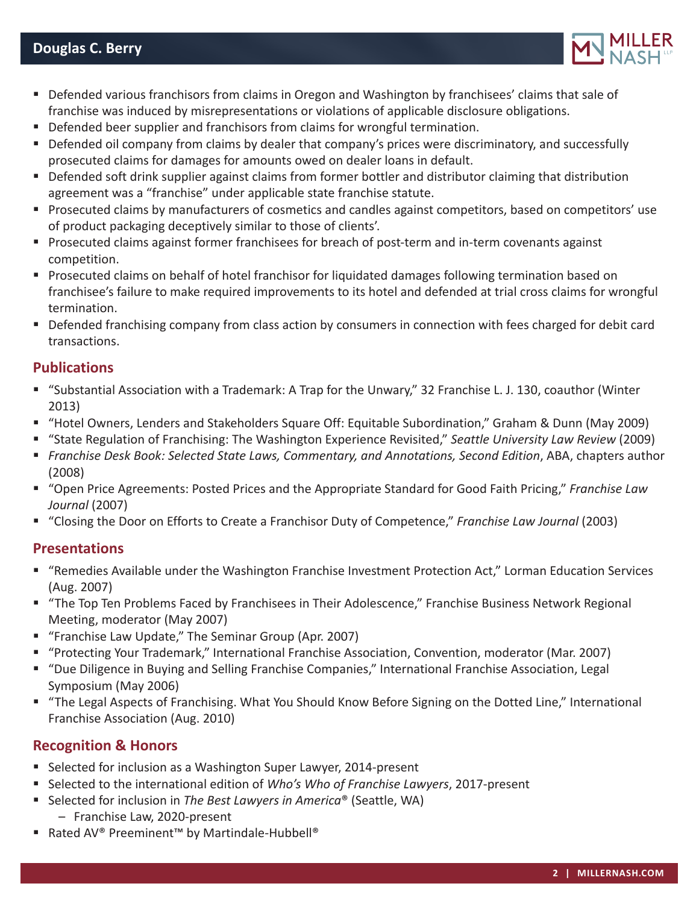- Defended various franchisors from claims in Oregon and Washington by franchisees' claims that sale of franchise was induced by misrepresentations or violations of applicable disclosure obligations.
- Defended beer supplier and franchisors from claims for wrongful termination.
- Defended oil company from claims by dealer that company's prices were discriminatory, and successfully prosecuted claims for damages for amounts owed on dealer loans in default.
- Defended soft drink supplier against claims from former bottler and distributor claiming that distribution agreement was a "franchise" under applicable state franchise statute.
- Prosecuted claims by manufacturers of cosmetics and candles against competitors, based on competitors' use of product packaging deceptively similar to those of clients'.
- Prosecuted claims against former franchisees for breach of post-term and in-term covenants against competition.
- Prosecuted claims on behalf of hotel franchisor for liquidated damages following termination based on franchisee's failure to make required improvements to its hotel and defended at trial cross claims for wrongful termination.
- Defended franchising company from class action by consumers in connection with fees charged for debit card transactions.

## Publications

- "Substantial Association with a Trademark: A Trap for the Unwary," 32 Franchise L. J. 130, coauthor (Winter 2013)
- "Hotel Owners, Lenders and Stakeholders Square Off: Equitable Subordination," Graham & Dunn (May 2009)
- "State Regulation of Franchising: The Washington Experience Revisited," *Seattle University Law Review* (2009)
- *Franchise Desk Book: Selected State Laws, Commentary, and Annotations, Second Edition*, ABA, chapters author (2008)
- "Open Price Agreements: Posted Prices and the Appropriate Standard for Good Faith Pricing," *Franchise Law Journal* (2007)
- "Closing the Door on Efforts to Create a Franchisor Duty of Competence," *Franchise Law Journal* (2003)

## Presentations

- "Remedies Available under the Washington Franchise Investment Protection Act," Lorman Education Services (Aug. 2007)
- "The Top Ten Problems Faced by Franchisees in Their Adolescence," Franchise Business Network Regional Meeting, moderator (May 2007)
- "Franchise Law Update," The Seminar Group (Apr. 2007)
- "Protecting Your Trademark," International Franchise Association, Convention, moderator (Mar. 2007)
- "Due Diligence in Buying and Selling Franchise Companies," International Franchise Association, Legal Symposium (May 2006)
- "The Legal Aspects of Franchising. What You Should Know Before Signing on the Dotted Line," International Franchise Association (Aug. 2010)

## Recognition & Honors

- Selected for inclusion as a Washington Super Lawyer, 2014-present
- Selected to the international edition of *Who's Who of Franchise Lawyers*, 2017-present
- Selected for inclusion in *The Best Lawyers in America*® (Seattle, WA)
  - Franchise Law, 2020-present
- Rated AV® Preeminent™ by Martindale-Hubbell®